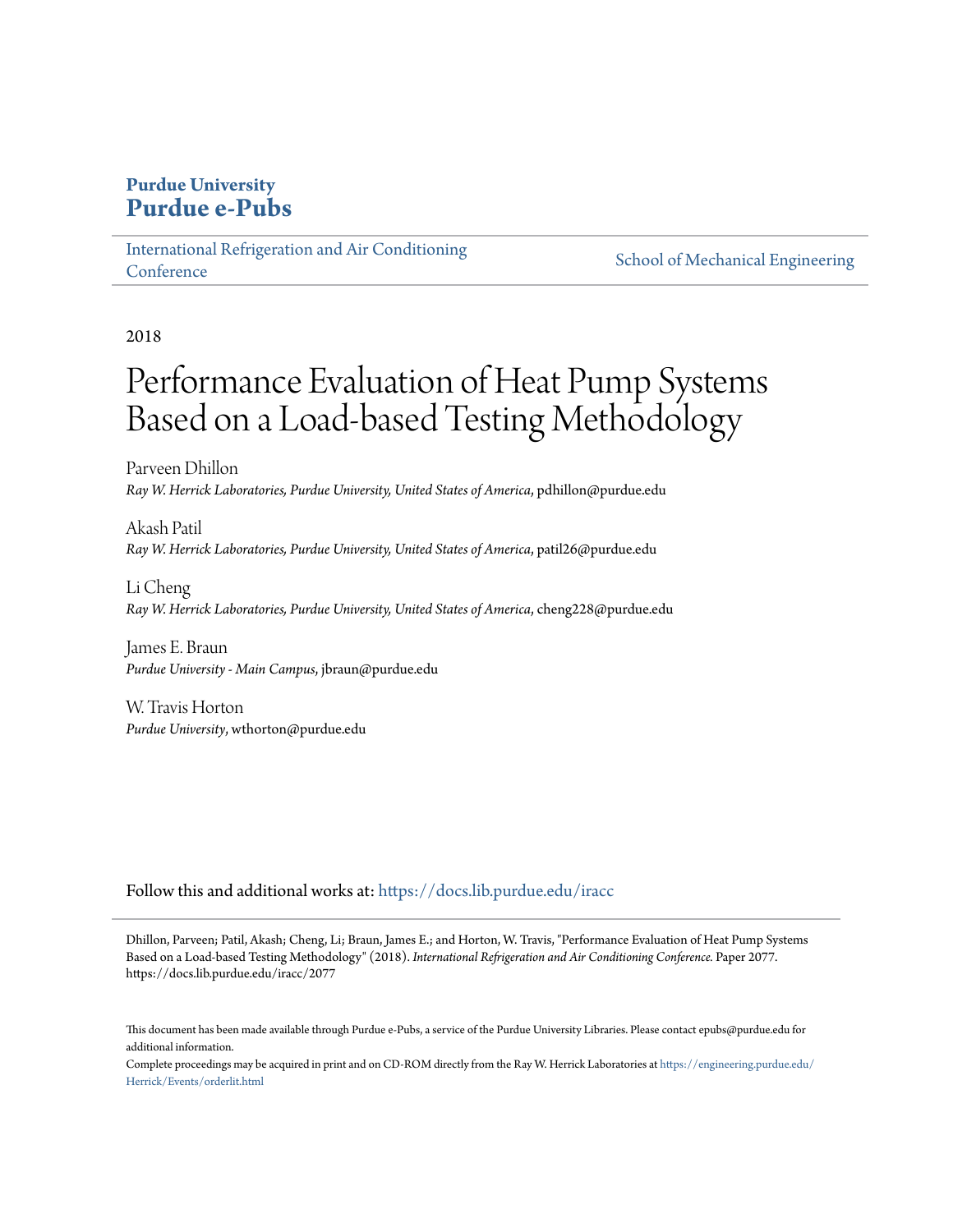# Purdue University
# Purdue e-Pubs

International Refrigeration and Air Conditioning Conference | School of Mechanical Engineering

2018

# Performance Evaluation of Heat Pump Systems Based on a Load-based Testing Methodology

Parveen Dhillon
*Ray W. Herrick Laboratories, Purdue University, United States of America*, pdhillon@purdue.edu

Akash Patil
*Ray W. Herrick Laboratories, Purdue University, United States of America*, patil26@purdue.edu

Li Cheng
*Ray W. Herrick Laboratories, Purdue University, United States of America*, cheng228@purdue.edu

James E. Braun
*Purdue University - Main Campus*, jbraun@purdue.edu

W. Travis Horton
*Purdue University*, wthorton@purdue.edu

Follow this and additional works at: https://docs.lib.purdue.edu/iracc

Dhillon, Parveen; Patil, Akash; Cheng, Li; Braun, James E.; and Horton, W. Travis, "Performance Evaluation of Heat Pump Systems Based on a Load-based Testing Methodology" (2018). *International Refrigeration and Air Conditioning Conference.* Paper 2077. https://docs.lib.purdue.edu/iracc/2077

This document has been made available through Purdue e-Pubs, a service of the Purdue University Libraries. Please contact epubs@purdue.edu for additional information.

Complete proceedings may be acquired in print and on CD-ROM directly from the Ray W. Herrick Laboratories at https://engineering.purdue.edu/Herrick/Events/orderlit.html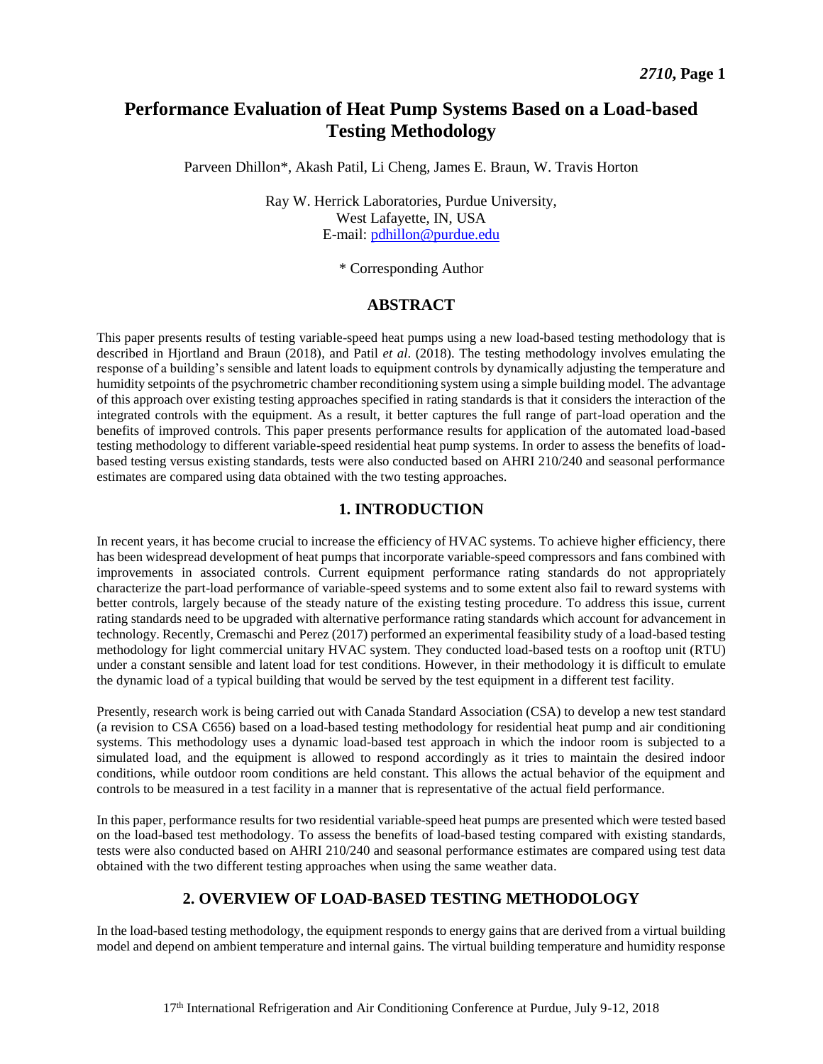# Performance Evaluation of Heat Pump Systems Based on a Load-based Testing Methodology

Parveen Dhillon*, Akash Patil, Li Cheng, James E. Braun, W. Travis Horton

Ray W. Herrick Laboratories, Purdue University,
West Lafayette, IN, USA
E-mail: pdhillon@purdue.edu

\* Corresponding Author

## ABSTRACT

This paper presents results of testing variable-speed heat pumps using a new load-based testing methodology that is described in Hjortland and Braun (2018), and Patil *et al*. (2018). The testing methodology involves emulating the response of a building's sensible and latent loads to equipment controls by dynamically adjusting the temperature and humidity setpoints of the psychrometric chamber reconditioning system using a simple building model. The advantage of this approach over existing testing approaches specified in rating standards is that it considers the interaction of the integrated controls with the equipment. As a result, it better captures the full range of part-load operation and the benefits of improved controls. This paper presents performance results for application of the automated load-based testing methodology to different variable-speed residential heat pump systems. In order to assess the benefits of load-based testing versus existing standards, tests were also conducted based on AHRI 210/240 and seasonal performance estimates are compared using data obtained with the two testing approaches.

## 1. INTRODUCTION

In recent years, it has become crucial to increase the efficiency of HVAC systems. To achieve higher efficiency, there has been widespread development of heat pumps that incorporate variable-speed compressors and fans combined with improvements in associated controls. Current equipment performance rating standards do not appropriately characterize the part-load performance of variable-speed systems and to some extent also fail to reward systems with better controls, largely because of the steady nature of the existing testing procedure. To address this issue, current rating standards need to be upgraded with alternative performance rating standards which account for advancement in technology. Recently, Cremaschi and Perez (2017) performed an experimental feasibility study of a load-based testing methodology for light commercial unitary HVAC system. They conducted load-based tests on a rooftop unit (RTU) under a constant sensible and latent load for test conditions. However, in their methodology it is difficult to emulate the dynamic load of a typical building that would be served by the test equipment in a different test facility.

Presently, research work is being carried out with Canada Standard Association (CSA) to develop a new test standard (a revision to CSA C656) based on a load-based testing methodology for residential heat pump and air conditioning systems. This methodology uses a dynamic load-based test approach in which the indoor room is subjected to a simulated load, and the equipment is allowed to respond accordingly as it tries to maintain the desired indoor conditions, while outdoor room conditions are held constant. This allows the actual behavior of the equipment and controls to be measured in a test facility in a manner that is representative of the actual field performance.

In this paper, performance results for two residential variable-speed heat pumps are presented which were tested based on the load-based test methodology. To assess the benefits of load-based testing compared with existing standards, tests were also conducted based on AHRI 210/240 and seasonal performance estimates are compared using test data obtained with the two different testing approaches when using the same weather data.

## 2. OVERVIEW OF LOAD-BASED TESTING METHODOLOGY

In the load-based testing methodology, the equipment responds to energy gains that are derived from a virtual building model and depend on ambient temperature and internal gains. The virtual building temperature and humidity response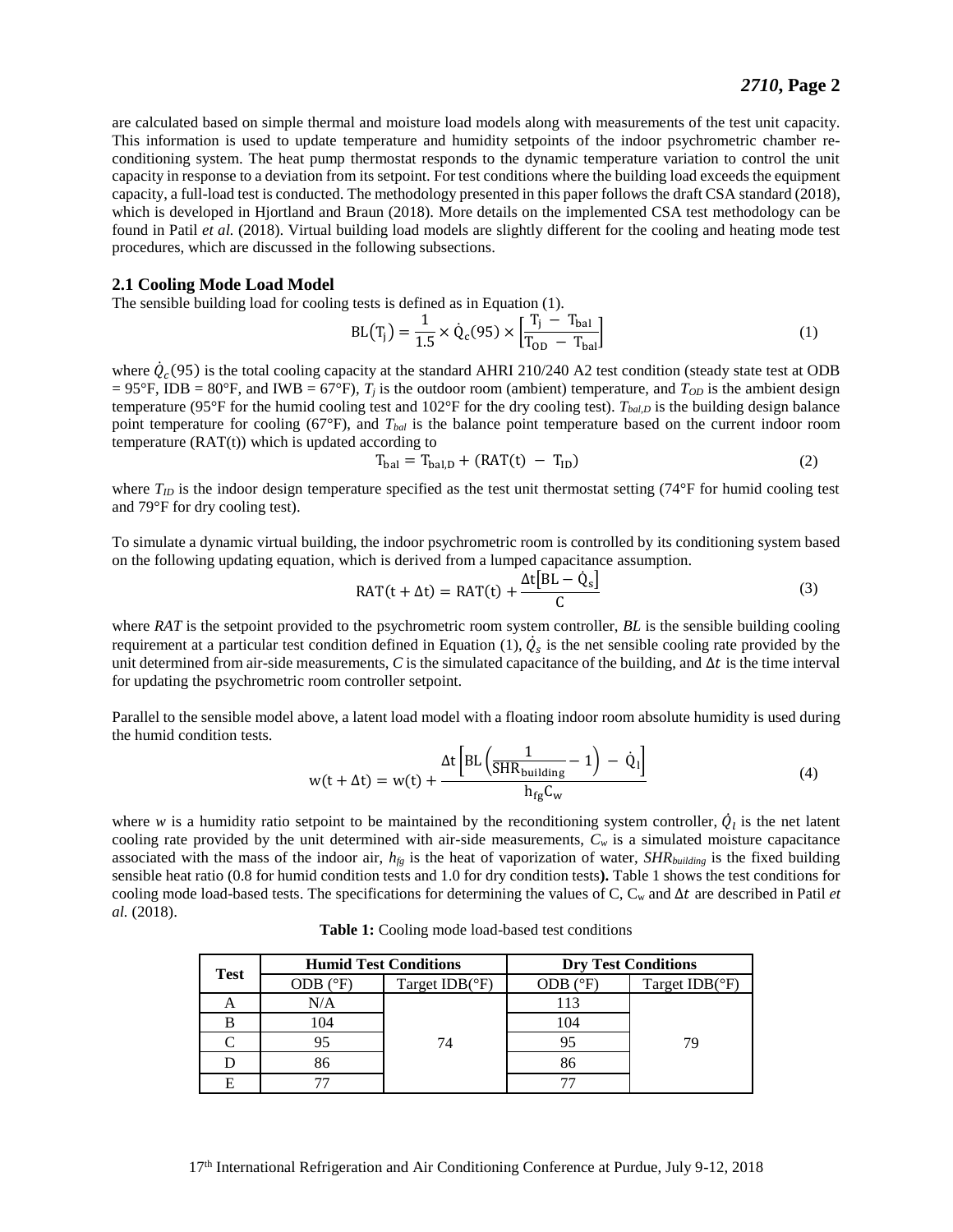are calculated based on simple thermal and moisture load models along with measurements of the test unit capacity. This information is used to update temperature and humidity setpoints of the indoor psychrometric chamber reconditioning system. The heat pump thermostat responds to the dynamic temperature variation to control the unit capacity in response to a deviation from its setpoint. For test conditions where the building load exceeds the equipment capacity, a full-load test is conducted. The methodology presented in this paper follows the draft CSA standard (2018), which is developed in Hjortland and Braun (2018). More details on the implemented CSA test methodology can be found in Patil *et al.* (2018). Virtual building load models are slightly different for the cooling and heating mode test procedures, which are discussed in the following subsections.

### 2.1 Cooling Mode Load Model

The sensible building load for cooling tests is defined as in Equation (1).

$$\mathrm{BL}(\mathrm{T_j}) = \frac{1}{1.5} \times \dot{\mathrm{Q}}_\mathrm{c}(95) \times \left[\frac{\mathrm{T_j} - \mathrm{T_{bal}}}{\mathrm{T_{OD}} - \mathrm{T_{bal}}}\right] \tag{1}$$

where $\dot{Q}_c(95)$ is the total cooling capacity at the standard AHRI 210/240 A2 test condition (steady state test at ODB = 95°F, IDB = 80°F, and IWB = 67°F), $T_j$ is the outdoor room (ambient) temperature, and $T_{OD}$ is the ambient design temperature (95°F for the humid cooling test and 102°F for the dry cooling test). $T_{bal,D}$ is the building design balance point temperature for cooling (67°F), and $T_{bal}$ is the balance point temperature based on the current indoor room temperature (RAT(t)) which is updated according to

$$\mathrm{T_{bal}} = \mathrm{T_{bal,D}} + (\mathrm{RAT(t)} - \mathrm{T_{ID}}) \tag{2}$$

where $T_{ID}$ is the indoor design temperature specified as the test unit thermostat setting (74°F for humid cooling test and 79°F for dry cooling test).

To simulate a dynamic virtual building, the indoor psychrometric room is controlled by its conditioning system based on the following updating equation, which is derived from a lumped capacitance assumption.

$$\mathrm{RAT}(\mathrm{t} + \Delta\mathrm{t}) = \mathrm{RAT}(\mathrm{t}) + \frac{\Delta\mathrm{t}\left[\mathrm{BL} - \dot{\mathrm{Q}}_\mathrm{s}\right]}{\mathrm{C}} \tag{3}$$

where *RAT* is the setpoint provided to the psychrometric room system controller, *BL* is the sensible building cooling requirement at a particular test condition defined in Equation (1), $\dot{Q}_s$ is the net sensible cooling rate provided by the unit determined from air-side measurements, *C* is the simulated capacitance of the building, and $\Delta t$ is the time interval for updating the psychrometric room controller setpoint.

Parallel to the sensible model above, a latent load model with a floating indoor room absolute humidity is used during the humid condition tests.

$$\mathrm{w}(\mathrm{t} + \Delta\mathrm{t}) = \mathrm{w}(\mathrm{t}) + \frac{\Delta\mathrm{t}\left[\mathrm{BL}\left(\frac{1}{\mathrm{SHR_{building}}} - 1\right) - \dot{\mathrm{Q}}_\mathrm{l}\right]}{\mathrm{h_{fg}C_w}} \tag{4}$$

where *w* is a humidity ratio setpoint to be maintained by the reconditioning system controller, $\dot{Q}_l$ is the net latent cooling rate provided by the unit determined with air-side measurements, $C_w$ is a simulated moisture capacitance associated with the mass of the indoor air, $h_{fg}$ is the heat of vaporization of water, $SHR_{building}$ is the fixed building sensible heat ratio (0.8 for humid condition tests and 1.0 for dry condition tests**).** Table 1 shows the test conditions for cooling mode load-based tests. The specifications for determining the values of C, $C_w$ and $\Delta t$ are described in Patil *et al.* (2018).

**Table 1:** Cooling mode load-based test conditions

| Test | Humid Test Conditions | | Dry Test Conditions | |
|---|---|---|---|---|
| | ODB (°F) | Target IDB(°F) | ODB (°F) | Target IDB(°F) |
| A | N/A | 74 | 113 | 79 |
| B | 104 | | 104 | |
| C | 95 | | 95 | |
| D | 86 | | 86 | |
| E | 77 | | 77 | |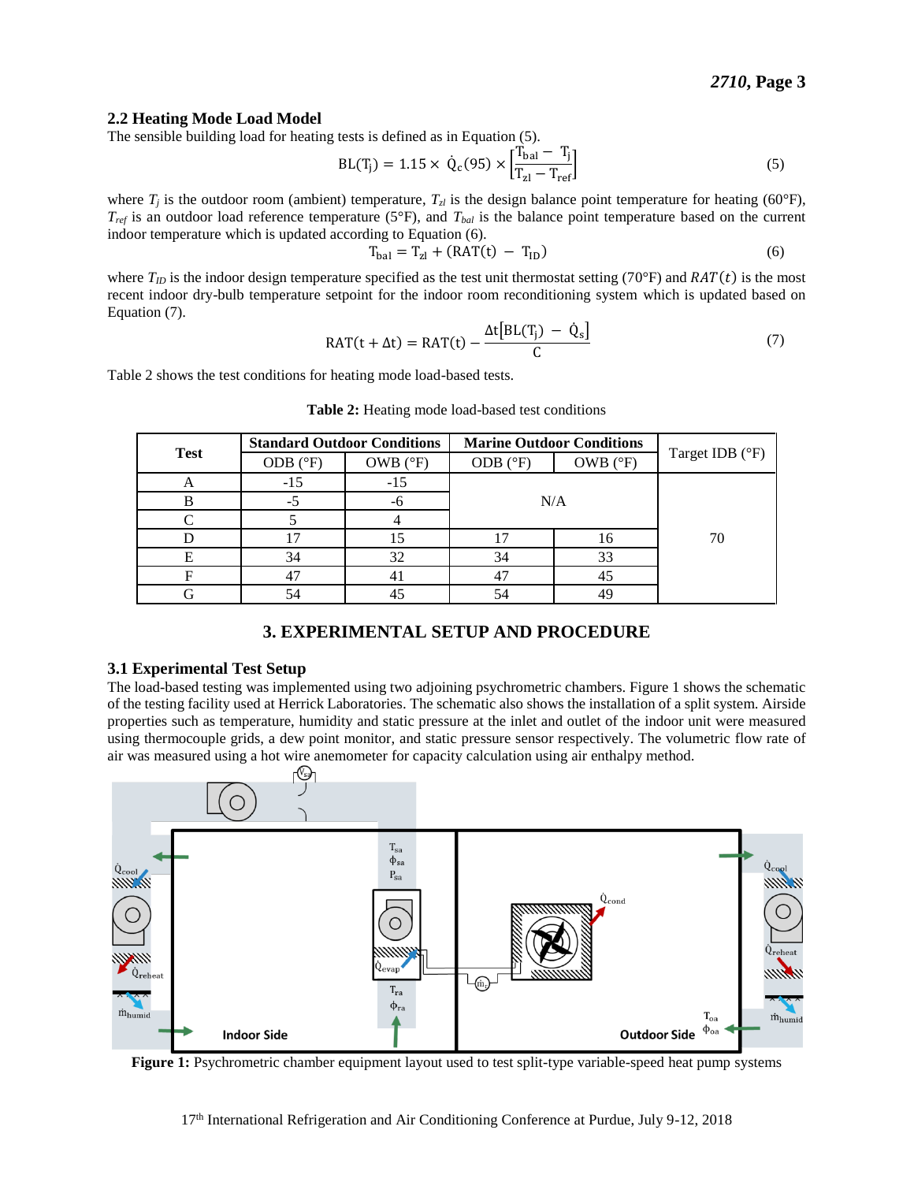### 2.2 Heating Mode Load Model

The sensible building load for heating tests is defined as in Equation (5).

$$BL(T_j) = 1.15 \times \dot{Q}_c(95) \times \left[\frac{T_{bal} - T_j}{T_{zl} - T_{ref}}\right] \tag{5}$$

where $T_j$ is the outdoor room (ambient) temperature, $T_{zl}$ is the design balance point temperature for heating (60°F), $T_{ref}$ is an outdoor load reference temperature (5°F), and $T_{bal}$ is the balance point temperature based on the current indoor temperature which is updated according to Equation (6).

$$T_{bal} = T_{zl} + (RAT(t) - T_{ID}) \tag{6}$$

where $T_{ID}$ is the indoor design temperature specified as the test unit thermostat setting (70°F) and $RAT(t)$ is the most recent indoor dry-bulb temperature setpoint for the indoor room reconditioning system which is updated based on Equation (7).

$$RAT(t + \Delta t) = RAT(t) - \frac{\Delta t\left[BL(T_j) - \dot{Q}_s\right]}{C} \tag{7}$$

Table 2 shows the test conditions for heating mode load-based tests.

**Table 2:** Heating mode load-based test conditions

| Test | Standard Outdoor Conditions | | Marine Outdoor Conditions | | Target IDB (°F) |
|---|---|---|---|---|---|
| | ODB (°F) | OWB (°F) | ODB (°F) | OWB (°F) | |
| A | -15 | -15 | N/A | | 70 |
| B | -5 | -6 | | | |
| C | 5 | 4 | | | |
| D | 17 | 15 | 17 | 16 | |
| E | 34 | 32 | 34 | 33 | |
| F | 47 | 41 | 47 | 45 | |
| G | 54 | 45 | 54 | 49 | |

## 3. EXPERIMENTAL SETUP AND PROCEDURE

### 3.1 Experimental Test Setup

The load-based testing was implemented using two adjoining psychrometric chambers. Figure 1 shows the schematic of the testing facility used at Herrick Laboratories. The schematic also shows the installation of a split system. Airside properties such as temperature, humidity and static pressure at the inlet and outlet of the indoor unit were measured using thermocouple grids, a dew point monitor, and static pressure sensor respectively. The volumetric flow rate of air was measured using a hot wire anemometer for capacity calculation using air enthalpy method.

**Figure 1:** Psychrometric chamber equipment layout used to test split-type variable-speed heat pump systems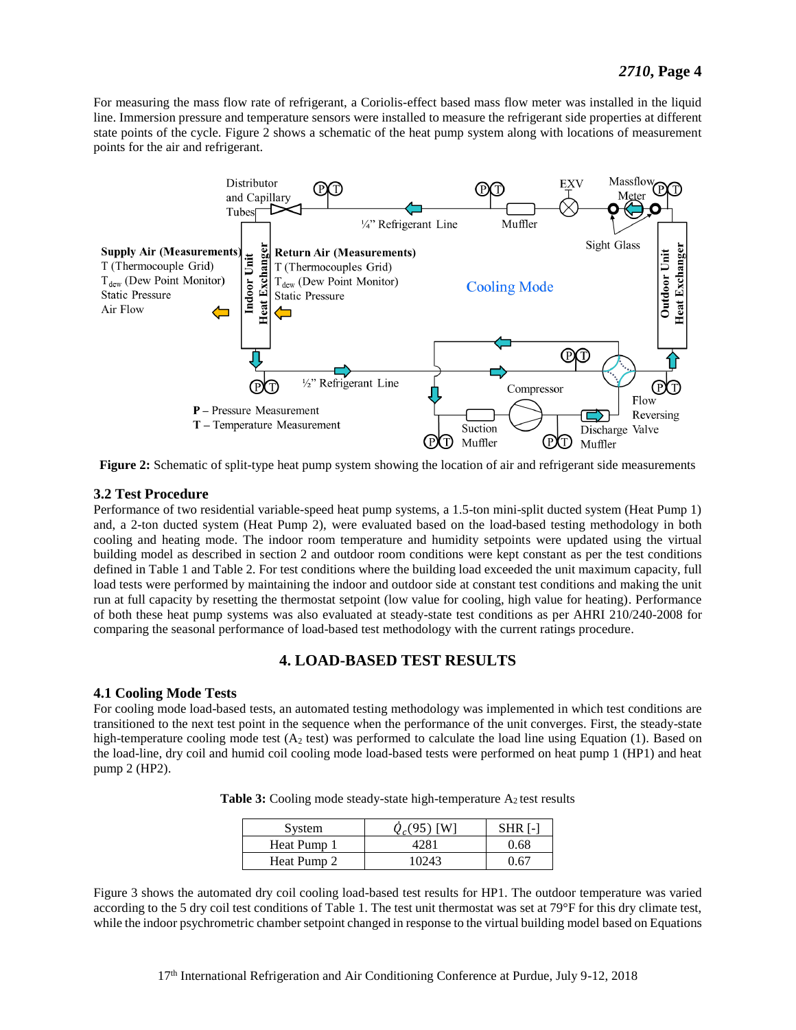For measuring the mass flow rate of refrigerant, a Coriolis-effect based mass flow meter was installed in the liquid line. Immersion pressure and temperature sensors were installed to measure the refrigerant side properties at different state points of the cycle. Figure 2 shows a schematic of the heat pump system along with locations of measurement points for the air and refrigerant.

**Figure 2:** Schematic of split-type heat pump system showing the location of air and refrigerant side measurements

### 3.2 Test Procedure

Performance of two residential variable-speed heat pump systems, a 1.5-ton mini-split ducted system (Heat Pump 1) and, a 2-ton ducted system (Heat Pump 2), were evaluated based on the load-based testing methodology in both cooling and heating mode. The indoor room temperature and humidity setpoints were updated using the virtual building model as described in section 2 and outdoor room conditions were kept constant as per the test conditions defined in Table 1 and Table 2. For test conditions where the building load exceeded the unit maximum capacity, full load tests were performed by maintaining the indoor and outdoor side at constant test conditions and making the unit run at full capacity by resetting the thermostat setpoint (low value for cooling, high value for heating). Performance of both these heat pump systems was also evaluated at steady-state test conditions as per AHRI 210/240-2008 for comparing the seasonal performance of load-based test methodology with the current ratings procedure.

## 4. LOAD-BASED TEST RESULTS

### 4.1 Cooling Mode Tests

For cooling mode load-based tests, an automated testing methodology was implemented in which test conditions are transitioned to the next test point in the sequence when the performance of the unit converges. First, the steady-state high-temperature cooling mode test ($A_2$ test) was performed to calculate the load line using Equation (1). Based on the load-line, dry coil and humid coil cooling mode load-based tests were performed on heat pump 1 (HP1) and heat pump 2 (HP2).

**Table 3:** Cooling mode steady-state high-temperature $A_2$ test results

| System | $\dot{Q}_c(95)$ [W] | SHR [-] |
|---|---|---|
| Heat Pump 1 | 4281 | 0.68 |
| Heat Pump 2 | 10243 | 0.67 |

Figure 3 shows the automated dry coil cooling load-based test results for HP1. The outdoor temperature was varied according to the 5 dry coil test conditions of Table 1. The test unit thermostat was set at 79°F for this dry climate test, while the indoor psychrometric chamber setpoint changed in response to the virtual building model based on Equations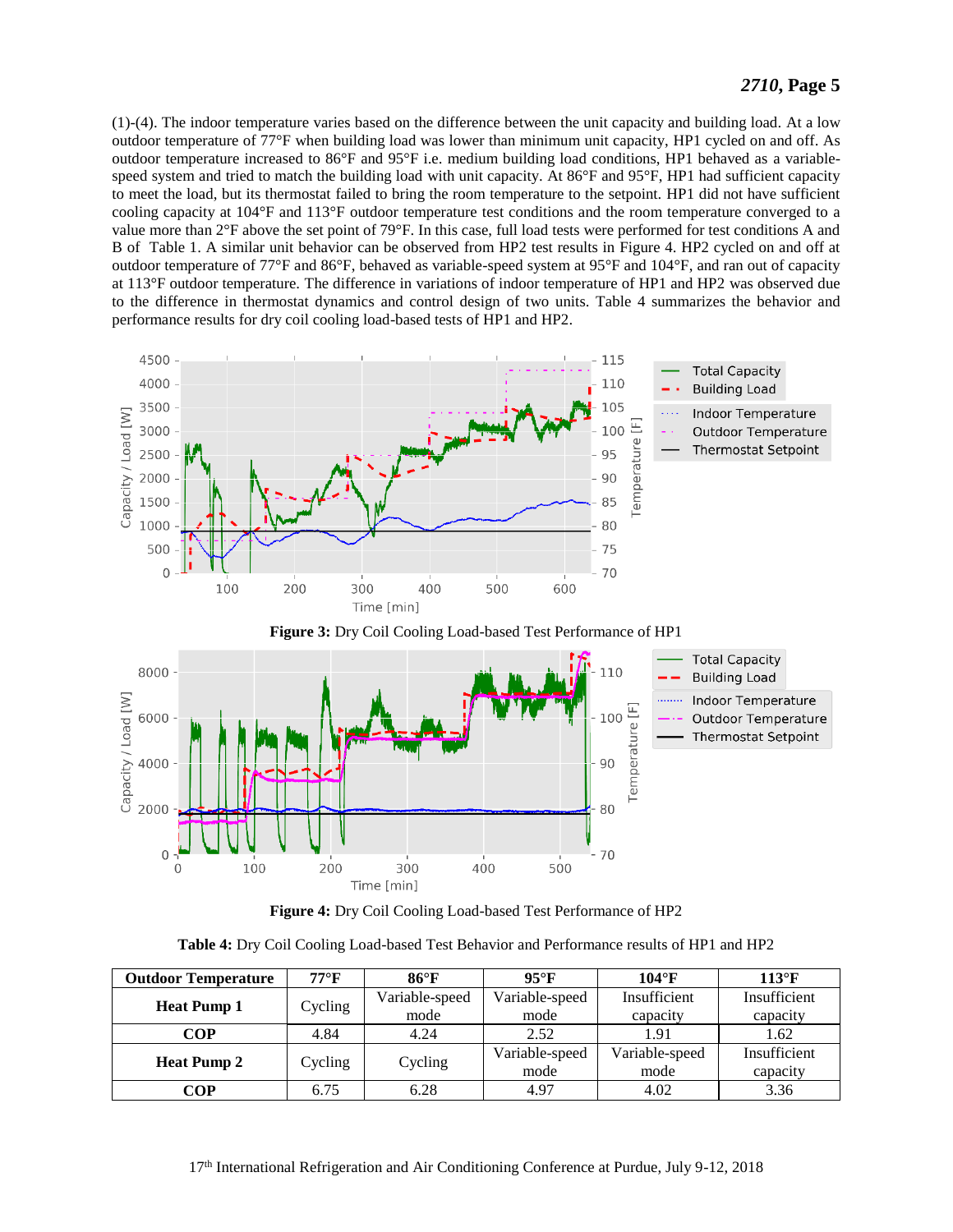(1)-(4). The indoor temperature varies based on the difference between the unit capacity and building load. At a low outdoor temperature of 77°F when building load was lower than minimum unit capacity, HP1 cycled on and off. As outdoor temperature increased to 86°F and 95°F i.e. medium building load conditions, HP1 behaved as a variable-speed system and tried to match the building load with unit capacity. At 86°F and 95°F, HP1 had sufficient capacity to meet the load, but its thermostat failed to bring the room temperature to the setpoint. HP1 did not have sufficient cooling capacity at 104°F and 113°F outdoor temperature test conditions and the room temperature converged to a value more than 2°F above the set point of 79°F. In this case, full load tests were performed for test conditions A and B of Table 1. A similar unit behavior can be observed from HP2 test results in Figure 4. HP2 cycled on and off at outdoor temperature of 77°F and 86°F, behaved as variable-speed system at 95°F and 104°F, and ran out of capacity at 113°F outdoor temperature. The difference in variations of indoor temperature of HP1 and HP2 was observed due to the difference in thermostat dynamics and control design of two units. Table 4 summarizes the behavior and performance results for dry coil cooling load-based tests of HP1 and HP2.

**Figure 3:** Dry Coil Cooling Load-based Test Performance of HP1

**Figure 4:** Dry Coil Cooling Load-based Test Performance of HP2

**Table 4:** Dry Coil Cooling Load-based Test Behavior and Performance results of HP1 and HP2

| Outdoor Temperature | 77°F | 86°F | 95°F | 104°F | 113°F |
|---|---|---|---|---|---|
| **Heat Pump 1** | Cycling | Variable-speed mode | Variable-speed mode | Insufficient capacity | Insufficient capacity |
| **COP** | 4.84 | 4.24 | 2.52 | 1.91 | 1.62 |
| **Heat Pump 2** | Cycling | Cycling | Variable-speed mode | Variable-speed mode | Insufficient capacity |
| **COP** | 6.75 | 6.28 | 4.97 | 4.02 | 3.36 |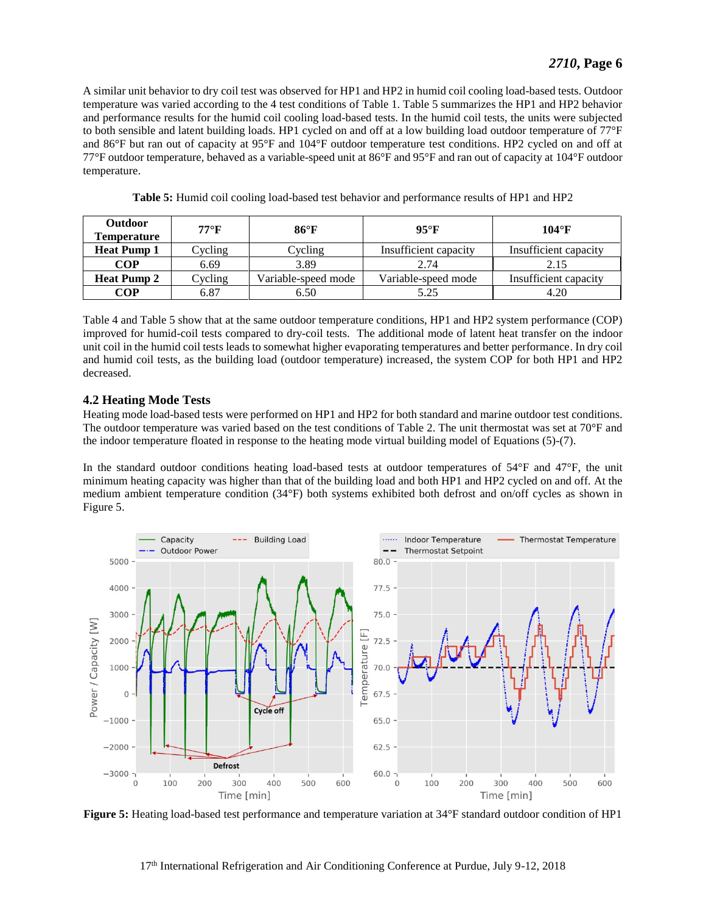A similar unit behavior to dry coil test was observed for HP1 and HP2 in humid coil cooling load-based tests. Outdoor temperature was varied according to the 4 test conditions of Table 1. Table 5 summarizes the HP1 and HP2 behavior and performance results for the humid coil cooling load-based tests. In the humid coil tests, the units were subjected to both sensible and latent building loads. HP1 cycled on and off at a low building load outdoor temperature of 77°F and 86°F but ran out of capacity at 95°F and 104°F outdoor temperature test conditions. HP2 cycled on and off at 77°F outdoor temperature, behaved as a variable-speed unit at 86°F and 95°F and ran out of capacity at 104°F outdoor temperature.

**Table 5:** Humid coil cooling load-based test behavior and performance results of HP1 and HP2

| Outdoor Temperature | 77°F | 86°F | 95°F | 104°F |
|---|---|---|---|---|
| **Heat Pump 1** | Cycling | Cycling | Insufficient capacity | Insufficient capacity |
| **COP** | 6.69 | 3.89 | 2.74 | 2.15 |
| **Heat Pump 2** | Cycling | Variable-speed mode | Variable-speed mode | Insufficient capacity |
| **COP** | 6.87 | 6.50 | 5.25 | 4.20 |

Table 4 and Table 5 show that at the same outdoor temperature conditions, HP1 and HP2 system performance (COP) improved for humid-coil tests compared to dry-coil tests. The additional mode of latent heat transfer on the indoor unit coil in the humid coil tests leads to somewhat higher evaporating temperatures and better performance. In dry coil and humid coil tests, as the building load (outdoor temperature) increased, the system COP for both HP1 and HP2 decreased.

## 4.2 Heating Mode Tests

Heating mode load-based tests were performed on HP1 and HP2 for both standard and marine outdoor test conditions. The outdoor temperature was varied based on the test conditions of Table 2. The unit thermostat was set at 70°F and the indoor temperature floated in response to the heating mode virtual building model of Equations (5)-(7).

In the standard outdoor conditions heating load-based tests at outdoor temperatures of 54°F and 47°F, the unit minimum heating capacity was higher than that of the building load and both HP1 and HP2 cycled on and off. At the medium ambient temperature condition (34°F) both systems exhibited both defrost and on/off cycles as shown in Figure 5.

**Figure 5:** Heating load-based test performance and temperature variation at 34°F standard outdoor condition of HP1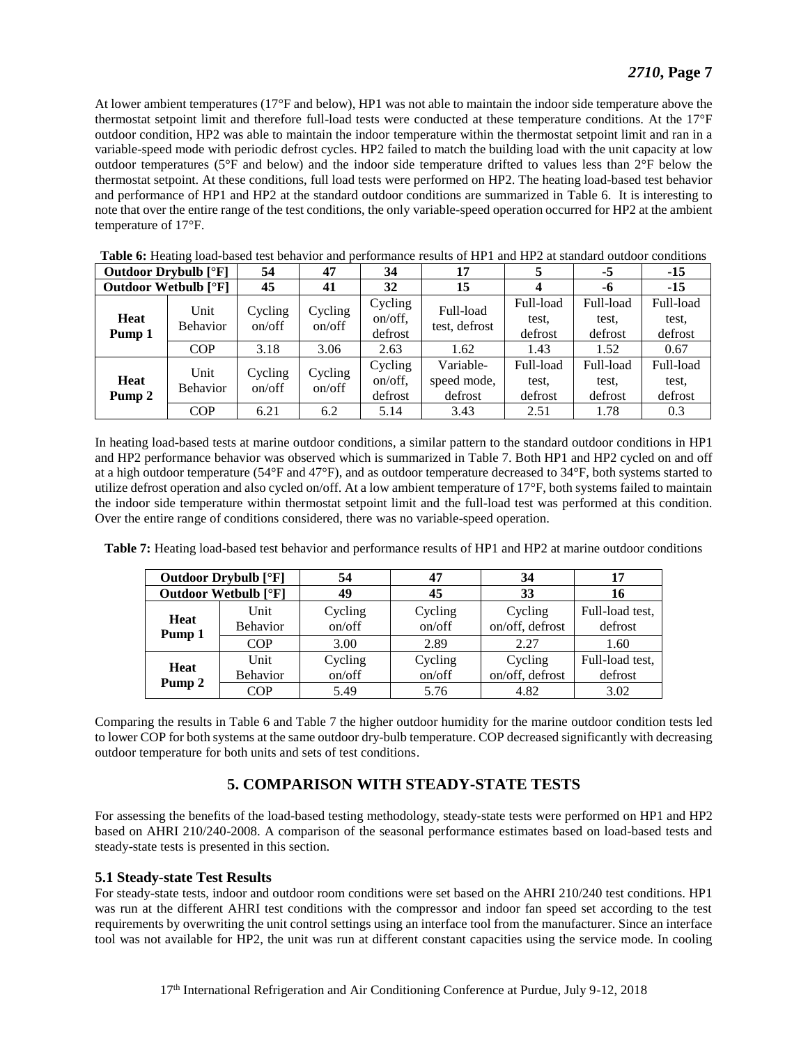At lower ambient temperatures (17°F and below), HP1 was not able to maintain the indoor side temperature above the thermostat setpoint limit and therefore full-load tests were conducted at these temperature conditions. At the 17°F outdoor condition, HP2 was able to maintain the indoor temperature within the thermostat setpoint limit and ran in a variable-speed mode with periodic defrost cycles. HP2 failed to match the building load with the unit capacity at low outdoor temperatures (5°F and below) and the indoor side temperature drifted to values less than 2°F below the thermostat setpoint. At these conditions, full load tests were performed on HP2. The heating load-based test behavior and performance of HP1 and HP2 at the standard outdoor conditions are summarized in Table 6. It is interesting to note that over the entire range of the test conditions, the only variable-speed operation occurred for HP2 at the ambient temperature of 17°F.

**Table 6:** Heating load-based test behavior and performance results of HP1 and HP2 at standard outdoor conditions

| **Outdoor Drybulb [°F]** | | **54** | **47** | **34** | **17** | **5** | **-5** | **-15** |
|---|---|---|---|---|---|---|---|---|
| **Outdoor Wetbulb [°F]** | | **45** | **41** | **32** | **15** | **4** | **-6** | **-15** |
| **Heat Pump 1** | Unit Behavior | Cycling on/off | Cycling on/off | Cycling on/off, defrost | Full-load test, defrost | Full-load test, defrost | Full-load test, defrost | Full-load test, defrost |
| | COP | 3.18 | 3.06 | 2.63 | 1.62 | 1.43 | 1.52 | 0.67 |
| **Heat Pump 2** | Unit Behavior | Cycling on/off | Cycling on/off | Cycling on/off, defrost | Variable-speed mode, defrost | Full-load test, defrost | Full-load test, defrost | Full-load test, defrost |
| | COP | 6.21 | 6.2 | 5.14 | 3.43 | 2.51 | 1.78 | 0.3 |

In heating load-based tests at marine outdoor conditions, a similar pattern to the standard outdoor conditions in HP1 and HP2 performance behavior was observed which is summarized in Table 7. Both HP1 and HP2 cycled on and off at a high outdoor temperature (54°F and 47°F), and as outdoor temperature decreased to 34°F, both systems started to utilize defrost operation and also cycled on/off. At a low ambient temperature of 17°F, both systems failed to maintain the indoor side temperature within thermostat setpoint limit and the full-load test was performed at this condition. Over the entire range of conditions considered, there was no variable-speed operation.

**Table 7:** Heating load-based test behavior and performance results of HP1 and HP2 at marine outdoor conditions

| **Outdoor Drybulb [°F]** | | **54** | **47** | **34** | **17** |
|---|---|---|---|---|---|
| **Outdoor Wetbulb [°F]** | | **49** | **45** | **33** | **16** |
| **Heat Pump 1** | Unit Behavior | Cycling on/off | Cycling on/off | Cycling on/off, defrost | Full-load test, defrost |
| | COP | 3.00 | 2.89 | 2.27 | 1.60 |
| **Heat Pump 2** | Unit Behavior | Cycling on/off | Cycling on/off | Cycling on/off, defrost | Full-load test, defrost |
| | COP | 5.49 | 5.76 | 4.82 | 3.02 |

Comparing the results in Table 6 and Table 7 the higher outdoor humidity for the marine outdoor condition tests led to lower COP for both systems at the same outdoor dry-bulb temperature. COP decreased significantly with decreasing outdoor temperature for both units and sets of test conditions.

## 5. COMPARISON WITH STEADY-STATE TESTS

For assessing the benefits of the load-based testing methodology, steady-state tests were performed on HP1 and HP2 based on AHRI 210/240-2008. A comparison of the seasonal performance estimates based on load-based tests and steady-state tests is presented in this section.

### 5.1 Steady-state Test Results

For steady-state tests, indoor and outdoor room conditions were set based on the AHRI 210/240 test conditions. HP1 was run at the different AHRI test conditions with the compressor and indoor fan speed set according to the test requirements by overwriting the unit control settings using an interface tool from the manufacturer. Since an interface tool was not available for HP2, the unit was run at different constant capacities using the service mode. In cooling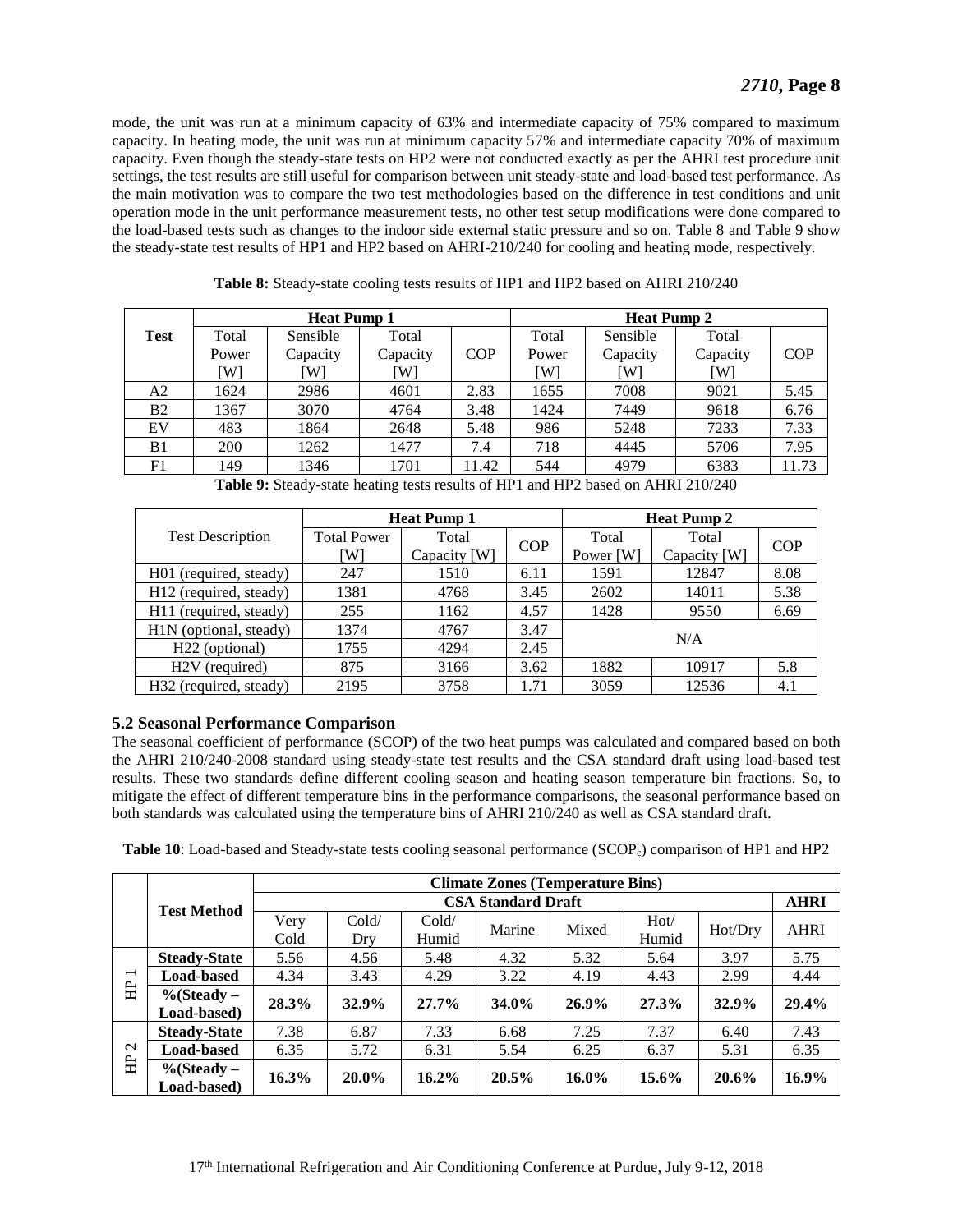mode, the unit was run at a minimum capacity of 63% and intermediate capacity of 75% compared to maximum capacity. In heating mode, the unit was run at minimum capacity 57% and intermediate capacity 70% of maximum capacity. Even though the steady-state tests on HP2 were not conducted exactly as per the AHRI test procedure unit settings, the test results are still useful for comparison between unit steady-state and load-based test performance. As the main motivation was to compare the two test methodologies based on the difference in test conditions and unit operation mode in the unit performance measurement tests, no other test setup modifications were done compared to the load-based tests such as changes to the indoor side external static pressure and so on. Table 8 and Table 9 show the steady-state test results of HP1 and HP2 based on AHRI-210/240 for cooling and heating mode, respectively.

**Table 8:** Steady-state cooling tests results of HP1 and HP2 based on AHRI 210/240

| Test | Heat Pump 1 | | | | Heat Pump 2 | | | |
|---|---|---|---|---|---|---|---|---|
| | Total Power [W] | Sensible Capacity [W] | Total Capacity [W] | COP | Total Power [W] | Sensible Capacity [W] | Total Capacity [W] | COP |
| A2 | 1624 | 2986 | 4601 | 2.83 | 1655 | 7008 | 9021 | 5.45 |
| B2 | 1367 | 3070 | 4764 | 3.48 | 1424 | 7449 | 9618 | 6.76 |
| EV | 483 | 1864 | 2648 | 5.48 | 986 | 5248 | 7233 | 7.33 |
| B1 | 200 | 1262 | 1477 | 7.4 | 718 | 4445 | 5706 | 7.95 |
| F1 | 149 | 1346 | 1701 | 11.42 | 544 | 4979 | 6383 | 11.73 |

**Table 9:** Steady-state heating tests results of HP1 and HP2 based on AHRI 210/240

| Test Description | Heat Pump 1 | | | Heat Pump 2 | | |
|---|---|---|---|---|---|---|
| | Total Power [W] | Total Capacity [W] | COP | Total Power [W] | Total Capacity [W] | COP |
| H01 (required, steady) | 247 | 1510 | 6.11 | 1591 | 12847 | 8.08 |
| H12 (required, steady) | 1381 | 4768 | 3.45 | 2602 | 14011 | 5.38 |
| H11 (required, steady) | 255 | 1162 | 4.57 | 1428 | 9550 | 6.69 |
| H1N (optional, steady) | 1374 | 4767 | 3.47 | N/A | | |
| H22 (optional) | 1755 | 4294 | 2.45 | | | |
| H2V (required) | 875 | 3166 | 3.62 | 1882 | 10917 | 5.8 |
| H32 (required, steady) | 2195 | 3758 | 1.71 | 3059 | 12536 | 4.1 |

### 5.2 Seasonal Performance Comparison

The seasonal coefficient of performance (SCOP) of the two heat pumps was calculated and compared based on both the AHRI 210/240-2008 standard using steady-state test results and the CSA standard draft using load-based test results. These two standards define different cooling season and heating season temperature bin fractions. So, to mitigate the effect of different temperature bins in the performance comparisons, the seasonal performance based on both standards was calculated using the temperature bins of AHRI 210/240 as well as CSA standard draft.

**Table 10**: Load-based and Steady-state tests cooling seasonal performance ($SCOP_c$) comparison of HP1 and HP2

| | Test Method | Climate Zones (Temperature Bins) | | | | | | | |
|---|---|---|---|---|---|---|---|---|---|
| | | CSA Standard Draft | | | | | | | AHRI |
| | | Very Cold | Cold/ Dry | Cold/ Humid | Marine | Mixed | Hot/ Humid | Hot/Dry | AHRI |
| HP 1 | **Steady-State** | 5.56 | 4.56 | 5.48 | 4.32 | 5.32 | 5.64 | 3.97 | 5.75 |
| | **Load-based** | 4.34 | 3.43 | 4.29 | 3.22 | 4.19 | 4.43 | 2.99 | 4.44 |
| | **%(Steady – Load-based)** | **28.3%** | **32.9%** | **27.7%** | **34.0%** | **26.9%** | **27.3%** | **32.9%** | **29.4%** |
| HP 2 | **Steady-State** | 7.38 | 6.87 | 7.33 | 6.68 | 7.25 | 7.37 | 6.40 | 7.43 |
| | **Load-based** | 6.35 | 5.72 | 6.31 | 5.54 | 6.25 | 6.37 | 5.31 | 6.35 |
| | **%(Steady – Load-based)** | **16.3%** | **20.0%** | **16.2%** | **20.5%** | **16.0%** | **15.6%** | **20.6%** | **16.9%** |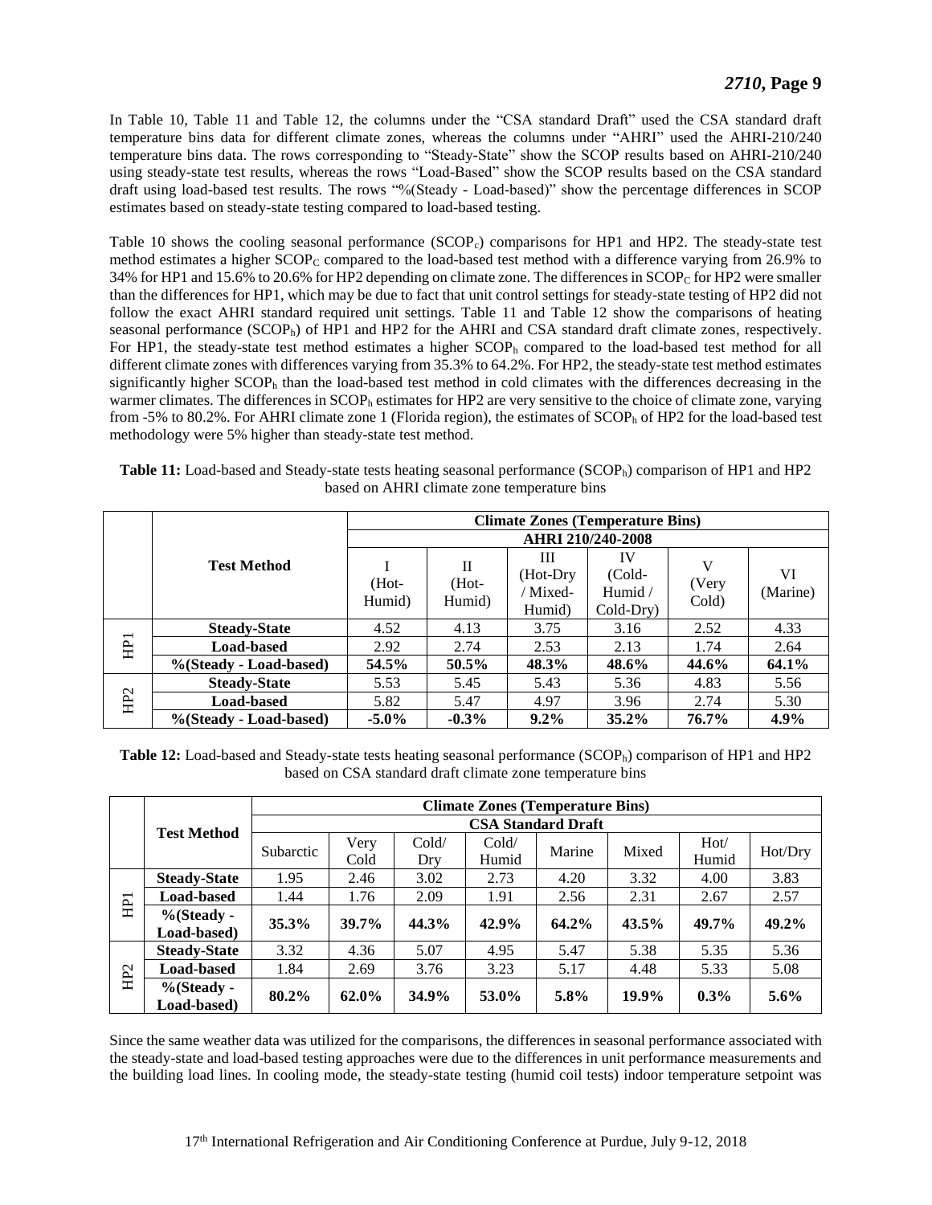In Table 10, Table 11 and Table 12, the columns under the "CSA standard Draft" used the CSA standard draft temperature bins data for different climate zones, whereas the columns under "AHRI" used the AHRI-210/240 temperature bins data. The rows corresponding to "Steady-State" show the SCOP results based on AHRI-210/240 using steady-state test results, whereas the rows "Load-Based" show the SCOP results based on the CSA standard draft using load-based test results. The rows "%(Steady - Load-based)" show the percentage differences in SCOP estimates based on steady-state testing compared to load-based testing.

Table 10 shows the cooling seasonal performance ($SCOP_c$) comparisons for HP1 and HP2. The steady-state test method estimates a higher $SCOP_C$ compared to the load-based test method with a difference varying from 26.9% to 34% for HP1 and 15.6% to 20.6% for HP2 depending on climate zone. The differences in $SCOP_C$ for HP2 were smaller than the differences for HP1, which may be due to fact that unit control settings for steady-state testing of HP2 did not follow the exact AHRI standard required unit settings. Table 11 and Table 12 show the comparisons of heating seasonal performance ($SCOP_h$) of HP1 and HP2 for the AHRI and CSA standard draft climate zones, respectively. For HP1, the steady-state test method estimates a higher $SCOP_h$ compared to the load-based test method for all different climate zones with differences varying from 35.3% to 64.2%. For HP2, the steady-state test method estimates significantly higher $SCOP_h$ than the load-based test method in cold climates with the differences decreasing in the warmer climates. The differences in $SCOP_h$ estimates for HP2 are very sensitive to the choice of climate zone, varying from -5% to 80.2%. For AHRI climate zone 1 (Florida region), the estimates of $SCOP_h$ of HP2 for the load-based test methodology were 5% higher than steady-state test method.

**Table 11:** Load-based and Steady-state tests heating seasonal performance ($SCOP_h$) comparison of HP1 and HP2 based on AHRI climate zone temperature bins

| | Test Method | Climate Zones (Temperature Bins) | | | | | |
|---|---|---|---|---|---|---|---|
| | | AHRI 210/240-2008 | | | | | |
| | | I (Hot-Humid) | II (Hot-Humid) | III (Hot-Dry / Mixed-Humid) | IV (Cold-Humid / Cold-Dry) | V (Very Cold) | VI (Marine) |
| HP1 | **Steady-State** | 4.52 | 4.13 | 3.75 | 3.16 | 2.52 | 4.33 |
| | **Load-based** | 2.92 | 2.74 | 2.53 | 2.13 | 1.74 | 2.64 |
| | **%(Steady - Load-based)** | **54.5%** | **50.5%** | **48.3%** | **48.6%** | **44.6%** | **64.1%** |
| HP2 | **Steady-State** | 5.53 | 5.45 | 5.43 | 5.36 | 4.83 | 5.56 |
| | **Load-based** | 5.82 | 5.47 | 4.97 | 3.96 | 2.74 | 5.30 |
| | **%(Steady - Load-based)** | **-5.0%** | **-0.3%** | **9.2%** | **35.2%** | **76.7%** | **4.9%** |

**Table 12:** Load-based and Steady-state tests heating seasonal performance ($SCOP_h$) comparison of HP1 and HP2 based on CSA standard draft climate zone temperature bins

| | Test Method | Climate Zones (Temperature Bins) | | | | | | | |
|---|---|---|---|---|---|---|---|---|---|
| | | CSA Standard Draft | | | | | | | |
| | | Subarctic | Very Cold | Cold/ Dry | Cold/ Humid | Marine | Mixed | Hot/ Humid | Hot/Dry |
| HP1 | **Steady-State** | 1.95 | 2.46 | 3.02 | 2.73 | 4.20 | 3.32 | 4.00 | 3.83 |
| | **Load-based** | 1.44 | 1.76 | 2.09 | 1.91 | 2.56 | 2.31 | 2.67 | 2.57 |
| | **%(Steady - Load-based)** | **35.3%** | **39.7%** | **44.3%** | **42.9%** | **64.2%** | **43.5%** | **49.7%** | **49.2%** |
| HP2 | **Steady-State** | 3.32 | 4.36 | 5.07 | 4.95 | 5.47 | 5.38 | 5.35 | 5.36 |
| | **Load-based** | 1.84 | 2.69 | 3.76 | 3.23 | 5.17 | 4.48 | 5.33 | 5.08 |
| | **%(Steady - Load-based)** | **80.2%** | **62.0%** | **34.9%** | **53.0%** | **5.8%** | **19.9%** | **0.3%** | **5.6%** |

Since the same weather data was utilized for the comparisons, the differences in seasonal performance associated with the steady-state and load-based testing approaches were due to the differences in unit performance measurements and the building load lines. In cooling mode, the steady-state testing (humid coil tests) indoor temperature setpoint was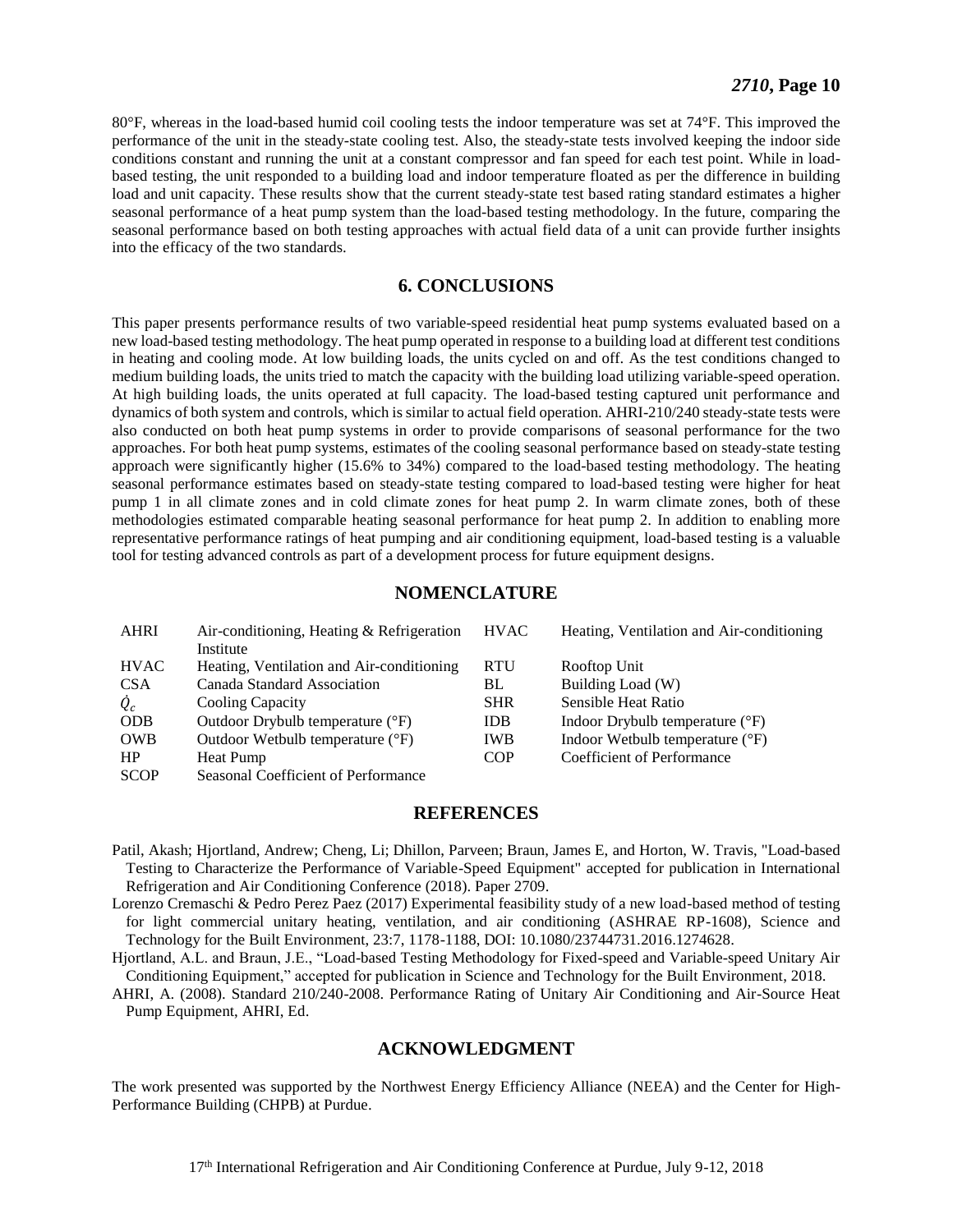80°F, whereas in the load-based humid coil cooling tests the indoor temperature was set at 74°F. This improved the performance of the unit in the steady-state cooling test. Also, the steady-state tests involved keeping the indoor side conditions constant and running the unit at a constant compressor and fan speed for each test point. While in load-based testing, the unit responded to a building load and indoor temperature floated as per the difference in building load and unit capacity. These results show that the current steady-state test based rating standard estimates a higher seasonal performance of a heat pump system than the load-based testing methodology. In the future, comparing the seasonal performance based on both testing approaches with actual field data of a unit can provide further insights into the efficacy of the two standards.

## 6. CONCLUSIONS

This paper presents performance results of two variable-speed residential heat pump systems evaluated based on a new load-based testing methodology. The heat pump operated in response to a building load at different test conditions in heating and cooling mode. At low building loads, the units cycled on and off. As the test conditions changed to medium building loads, the units tried to match the capacity with the building load utilizing variable-speed operation. At high building loads, the units operated at full capacity. The load-based testing captured unit performance and dynamics of both system and controls, which is similar to actual field operation. AHRI-210/240 steady-state tests were also conducted on both heat pump systems in order to provide comparisons of seasonal performance for the two approaches. For both heat pump systems, estimates of the cooling seasonal performance based on steady-state testing approach were significantly higher (15.6% to 34%) compared to the load-based testing methodology. The heating seasonal performance estimates based on steady-state testing compared to load-based testing were higher for heat pump 1 in all climate zones and in cold climate zones for heat pump 2. In warm climate zones, both of these methodologies estimated comparable heating seasonal performance for heat pump 2. In addition to enabling more representative performance ratings of heat pumping and air conditioning equipment, load-based testing is a valuable tool for testing advanced controls as part of a development process for future equipment designs.

## NOMENCLATURE

| | | | |
|---|---|---|---|
| AHRI | Air-conditioning, Heating & Refrigeration Institute | HVAC | Heating, Ventilation and Air-conditioning |
| HVAC | Heating, Ventilation and Air-conditioning | RTU | Rooftop Unit |
| CSA | Canada Standard Association | BL | Building Load (W) |
| $\dot{Q}_c$ | Cooling Capacity | SHR | Sensible Heat Ratio |
| ODB | Outdoor Drybulb temperature (°F) | IDB | Indoor Drybulb temperature (°F) |
| OWB | Outdoor Wetbulb temperature (°F) | IWB | Indoor Wetbulb temperature (°F) |
| HP | Heat Pump | COP | Coefficient of Performance |
| SCOP | Seasonal Coefficient of Performance | | |

## REFERENCES

Patil, Akash; Hjortland, Andrew; Cheng, Li; Dhillon, Parveen; Braun, James E, and Horton, W. Travis, "Load-based Testing to Characterize the Performance of Variable-Speed Equipment" accepted for publication in International Refrigeration and Air Conditioning Conference (2018). Paper 2709.

Lorenzo Cremaschi & Pedro Perez Paez (2017) Experimental feasibility study of a new load-based method of testing for light commercial unitary heating, ventilation, and air conditioning (ASHRAE RP-1608), Science and Technology for the Built Environment, 23:7, 1178-1188, DOI: 10.1080/23744731.2016.1274628.

Hjortland, A.L. and Braun, J.E., "Load-based Testing Methodology for Fixed-speed and Variable-speed Unitary Air Conditioning Equipment," accepted for publication in Science and Technology for the Built Environment, 2018.

AHRI, A. (2008). Standard 210/240-2008. Performance Rating of Unitary Air Conditioning and Air-Source Heat Pump Equipment, AHRI, Ed.

## ACKNOWLEDGMENT

The work presented was supported by the Northwest Energy Efficiency Alliance (NEEA) and the Center for High-Performance Building (CHPB) at Purdue.